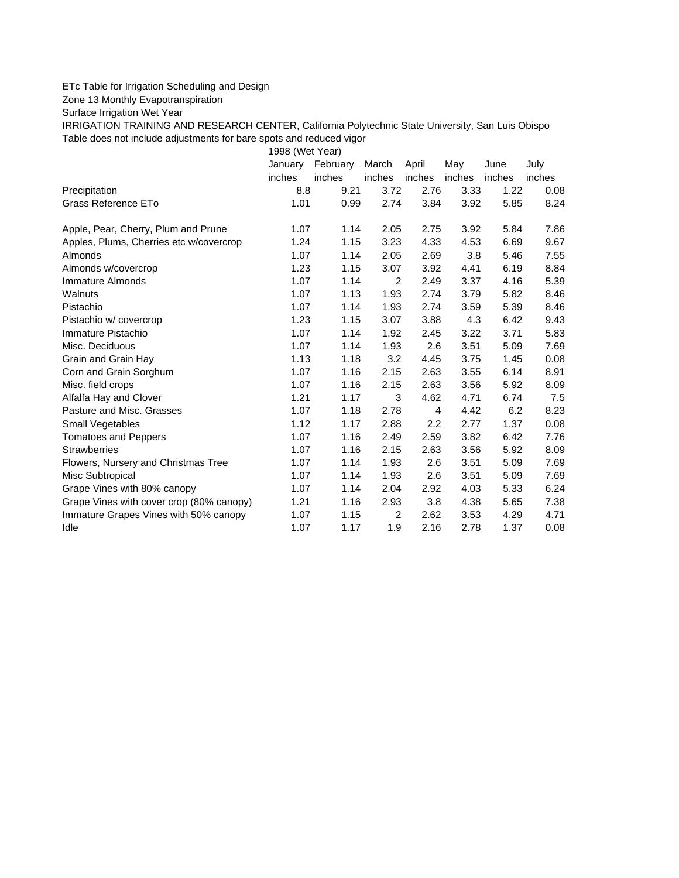ETc Table for Irrigation Scheduling and Design

Zone 13 Monthly Evapotranspiration

Surface Irrigation Wet Year

IRRIGATION TRAINING AND RESEARCH CENTER, California Polytechnic State University, San Luis Obispo

Table does not include adjustments for bare spots and reduced vigor

| | 1998 (Wet Year) | | | | | | |
|---|---|---|---|---|---|---|---|
| | January | February | March | April | May | June | July |
| | inches | inches | inches | inches | inches | inches | inches |
| Precipitation | 8.8 | 9.21 | 3.72 | 2.76 | 3.33 | 1.22 | 0.08 |
| Grass Reference ETo | 1.01 | 0.99 | 2.74 | 3.84 | 3.92 | 5.85 | 8.24 |
| | | | | | | | |
| Apple, Pear, Cherry, Plum and Prune | 1.07 | 1.14 | 2.05 | 2.75 | 3.92 | 5.84 | 7.86 |
| Apples, Plums, Cherries etc w/covercrop | 1.24 | 1.15 | 3.23 | 4.33 | 4.53 | 6.69 | 9.67 |
| Almonds | 1.07 | 1.14 | 2.05 | 2.69 | 3.8 | 5.46 | 7.55 |
| Almonds w/covercrop | 1.23 | 1.15 | 3.07 | 3.92 | 4.41 | 6.19 | 8.84 |
| Immature Almonds | 1.07 | 1.14 | 2 | 2.49 | 3.37 | 4.16 | 5.39 |
| Walnuts | 1.07 | 1.13 | 1.93 | 2.74 | 3.79 | 5.82 | 8.46 |
| Pistachio | 1.07 | 1.14 | 1.93 | 2.74 | 3.59 | 5.39 | 8.46 |
| Pistachio w/ covercrop | 1.23 | 1.15 | 3.07 | 3.88 | 4.3 | 6.42 | 9.43 |
| Immature Pistachio | 1.07 | 1.14 | 1.92 | 2.45 | 3.22 | 3.71 | 5.83 |
| Misc. Deciduous | 1.07 | 1.14 | 1.93 | 2.6 | 3.51 | 5.09 | 7.69 |
| Grain and Grain Hay | 1.13 | 1.18 | 3.2 | 4.45 | 3.75 | 1.45 | 0.08 |
| Corn and Grain Sorghum | 1.07 | 1.16 | 2.15 | 2.63 | 3.55 | 6.14 | 8.91 |
| Misc. field crops | 1.07 | 1.16 | 2.15 | 2.63 | 3.56 | 5.92 | 8.09 |
| Alfalfa Hay and Clover | 1.21 | 1.17 | 3 | 4.62 | 4.71 | 6.74 | 7.5 |
| Pasture and Misc. Grasses | 1.07 | 1.18 | 2.78 | 4 | 4.42 | 6.2 | 8.23 |
| Small Vegetables | 1.12 | 1.17 | 2.88 | 2.2 | 2.77 | 1.37 | 0.08 |
| Tomatoes and Peppers | 1.07 | 1.16 | 2.49 | 2.59 | 3.82 | 6.42 | 7.76 |
| Strawberries | 1.07 | 1.16 | 2.15 | 2.63 | 3.56 | 5.92 | 8.09 |
| Flowers, Nursery and Christmas Tree | 1.07 | 1.14 | 1.93 | 2.6 | 3.51 | 5.09 | 7.69 |
| Misc Subtropical | 1.07 | 1.14 | 1.93 | 2.6 | 3.51 | 5.09 | 7.69 |
| Grape Vines with 80% canopy | 1.07 | 1.14 | 2.04 | 2.92 | 4.03 | 5.33 | 6.24 |
| Grape Vines with cover crop (80% canopy) | 1.21 | 1.16 | 2.93 | 3.8 | 4.38 | 5.65 | 7.38 |
| Immature Grapes Vines with 50% canopy | 1.07 | 1.15 | 2 | 2.62 | 3.53 | 4.29 | 4.71 |
| Idle | 1.07 | 1.17 | 1.9 | 2.16 | 2.78 | 1.37 | 0.08 |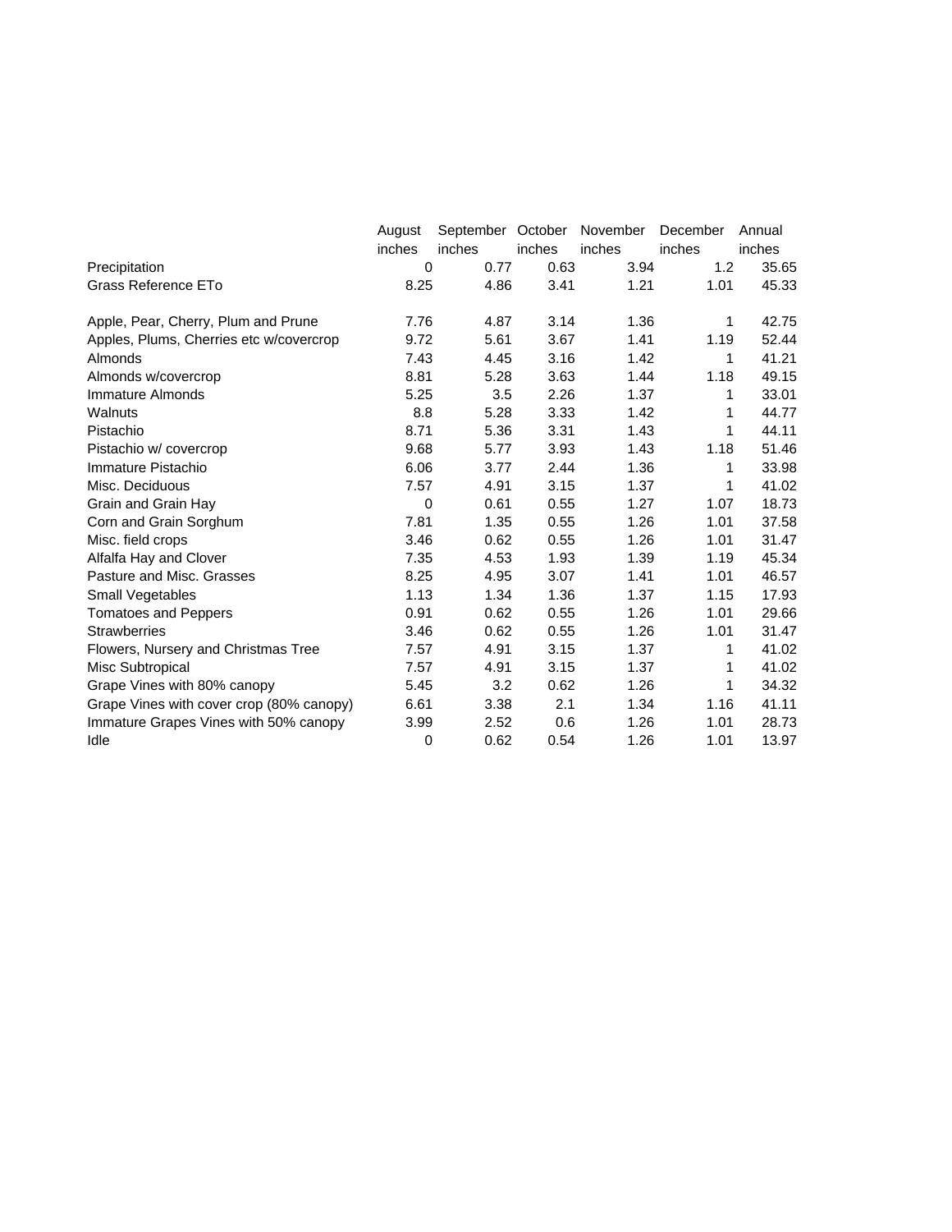| | August inches | September inches | October inches | November inches | December inches | Annual inches |
|---|---|---|---|---|---|---|
| Precipitation | 0 | 0.77 | 0.63 | 3.94 | 1.2 | 35.65 |
| Grass Reference ETo | 8.25 | 4.86 | 3.41 | 1.21 | 1.01 | 45.33 |
| | | | | | | |
| Apple, Pear, Cherry, Plum and Prune | 7.76 | 4.87 | 3.14 | 1.36 | 1 | 42.75 |
| Apples, Plums, Cherries etc w/covercrop | 9.72 | 5.61 | 3.67 | 1.41 | 1.19 | 52.44 |
| Almonds | 7.43 | 4.45 | 3.16 | 1.42 | 1 | 41.21 |
| Almonds w/covercrop | 8.81 | 5.28 | 3.63 | 1.44 | 1.18 | 49.15 |
| Immature Almonds | 5.25 | 3.5 | 2.26 | 1.37 | 1 | 33.01 |
| Walnuts | 8.8 | 5.28 | 3.33 | 1.42 | 1 | 44.77 |
| Pistachio | 8.71 | 5.36 | 3.31 | 1.43 | 1 | 44.11 |
| Pistachio w/ covercrop | 9.68 | 5.77 | 3.93 | 1.43 | 1.18 | 51.46 |
| Immature Pistachio | 6.06 | 3.77 | 2.44 | 1.36 | 1 | 33.98 |
| Misc. Deciduous | 7.57 | 4.91 | 3.15 | 1.37 | 1 | 41.02 |
| Grain and Grain Hay | 0 | 0.61 | 0.55 | 1.27 | 1.07 | 18.73 |
| Corn and Grain Sorghum | 7.81 | 1.35 | 0.55 | 1.26 | 1.01 | 37.58 |
| Misc. field crops | 3.46 | 0.62 | 0.55 | 1.26 | 1.01 | 31.47 |
| Alfalfa Hay and Clover | 7.35 | 4.53 | 1.93 | 1.39 | 1.19 | 45.34 |
| Pasture and Misc. Grasses | 8.25 | 4.95 | 3.07 | 1.41 | 1.01 | 46.57 |
| Small Vegetables | 1.13 | 1.34 | 1.36 | 1.37 | 1.15 | 17.93 |
| Tomatoes and Peppers | 0.91 | 0.62 | 0.55 | 1.26 | 1.01 | 29.66 |
| Strawberries | 3.46 | 0.62 | 0.55 | 1.26 | 1.01 | 31.47 |
| Flowers, Nursery and Christmas Tree | 7.57 | 4.91 | 3.15 | 1.37 | 1 | 41.02 |
| Misc Subtropical | 7.57 | 4.91 | 3.15 | 1.37 | 1 | 41.02 |
| Grape Vines with 80% canopy | 5.45 | 3.2 | 0.62 | 1.26 | 1 | 34.32 |
| Grape Vines with cover crop (80% canopy) | 6.61 | 3.38 | 2.1 | 1.34 | 1.16 | 41.11 |
| Immature Grapes Vines with 50% canopy | 3.99 | 2.52 | 0.6 | 1.26 | 1.01 | 28.73 |
| Idle | 0 | 0.62 | 0.54 | 1.26 | 1.01 | 13.97 |